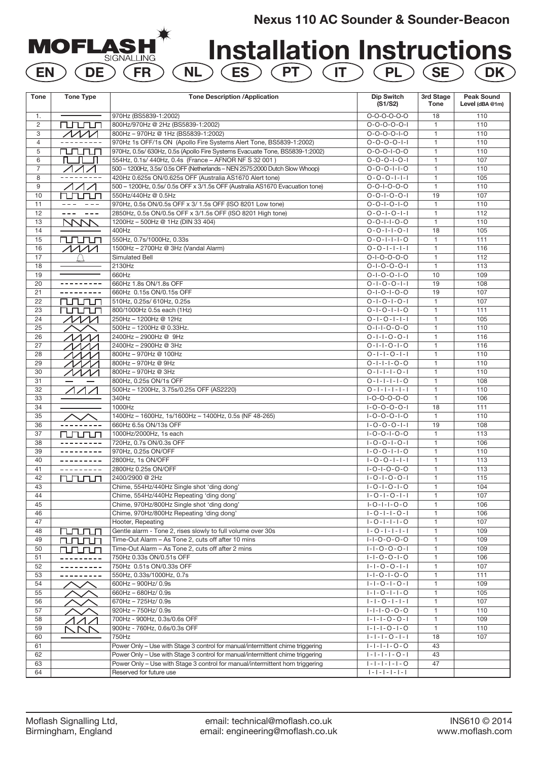# Nexus 110 AC Sounder & Sounder-Beacon

MOFLASH SIGNALLING

# Installation Instructions

EN DE FR NL ES PT IT PL SE DK

| Tone | Tone Type | Tone Description /Application | Dip Switch (S1/S2) | 3rd Stage Tone | Peak Sound Level (dBA @1m) |
|---|---|---|---|---|---|
| 1. | | 970Hz (BS5839-1:2002) | O-O-O-O-O-O | 18 | 110 |
| 2 | | 800Hz/970Hz @ 2Hz (BS5839-1:2002) | O-O-O-O-O-I | 1 | 110 |
| 3 | | 800Hz – 970Hz @ 1Hz (BS5839-1:2002) | O-O-O-O-I-O | 1 | 110 |
| 4 | | 970Hz 1s OFF/1s ON (Apollo Fire Systems Alert Tone, BS5839-1:2002) | O-O-O-O-I-I | 1 | 110 |
| 5 | | 970Hz, 0.5s/ 630Hz, 0.5s (Apollo Fire Systems Evacuate Tone, BS5839-1:2002) | O-O-O-I-O-O | 1 | 110 |
| 6 | | 554Hz, 0.1s/ 440Hz, 0.4s (France – AFNOR NF S 32 001 ) | O-O-O-I-O-I | 1 | 107 |
| 7 | | 500 – 1200Hz, 3.5s/ 0.5s OFF (Netherlands – NEN 2575:2000 Dutch Slow Whoop) | O-O-O-I-I-O | 1 | 110 |
| 8 | | 420Hz 0.625s ON/0.625s OFF (Australia AS1670 Alert tone) | O-O-O-I-I-I | 1 | 105 |
| 9 | | 500 – 1200Hz, 0.5s/ 0.5s OFF x 3/1.5s OFF (Australia AS1670 Evacuation tone) | O-O-I-O-O-O | 1 | 110 |
| 10 | | 550Hz/440Hz @ 0.5Hz | O-O-I-O-O-I | 19 | 107 |
| 11 | | 970Hz, 0.5s ON/0.5s OFF x 3/ 1.5s OFF (ISO 8201 Low tone) | O-O-I-O-I-O | 1 | 110 |
| 12 | | 2850Hz, 0.5s ON/0.5s OFF x 3/1.5s OFF (ISO 8201 High tone) | O-O-I-O-I-I | 1 | 112 |
| 13 | | 1200Hz – 500Hz @ 1Hz (DIN 33 404) | O-O-I-I-O-O | 1 | 110 |
| 14 | | 400Hz | O-O-I-I-O-I | 18 | 105 |
| 15 | | 550Hz, 0.7s/1000Hz, 0.33s | O-O-I-I-I-O | 1 | 111 |
| 16 | | 1500Hz – 2700Hz @ 3Hz (Vandal Alarm) | O-O-I-I-I-I | 1 | 116 |
| 17 | | Simulated Bell | O-I-O-O-O-O | 1 | 112 |
| 18 | | 2130Hz | O-I-O-O-O-I | 1 | 113 |
| 19 | | 660Hz | O-I-O-O-I-O | 10 | 109 |
| 20 | | 660Hz 1.8s ON/1.8s OFF | O-I-O-O-I-I | 19 | 108 |
| 21 | | 660Hz 0.15s ON/0.15s OFF | O-I-O-I-O-O | 19 | 107 |
| 22 | | 510Hz, 0.25s/ 610Hz, 0.25s | O-I-O-I-O-I | 1 | 107 |
| 23 | | 800/1000Hz 0.5s each (1Hz) | O-I-O-I-I-O | 1 | 111 |
| 24 | | 250Hz – 1200Hz @ 12Hz | O-I-O-I-I-I | 1 | 105 |
| 25 | | 500Hz – 1200Hz @ 0.33Hz. | O-I-I-O-O-O | 1 | 110 |
| 26 | | 2400Hz – 2900Hz @ 9Hz | O-I-I-O-O-I | 1 | 116 |
| 27 | | 2400Hz – 2900Hz @ 3Hz | O-I-I-O-I-O | 1 | 116 |
| 28 | | 800Hz – 970Hz @ 100Hz | O-I-I-O-I-I | 1 | 110 |
| 29 | | 800Hz – 970Hz @ 9Hz | O-I-I-I-O-O | 1 | 110 |
| 30 | | 800Hz – 970Hz @ 3Hz | O-I-I-I-O-I | 1 | 110 |
| 31 | | 800Hz, 0.25s ON/1s OFF | O-I-I-I-I-O | 1 | 108 |
| 32 | | 500Hz – 1200Hz, 3.75s/0.25s OFF (AS2220) | O-I-I-I-I-I | 1 | 110 |
| 33 | | 340Hz | I-O-O-O-O-O | 1 | 106 |
| 34 | | 1000Hz | I-O-O-O-O-I | 18 | 111 |
| 35 | | 1400Hz – 1600Hz, 1s/1600Hz – 1400Hz, 0.5s (NF 48-265) | I-O-O-O-I-O | 1 | 110 |
| 36 | | 660Hz 6.5s ON/13s OFF | I-O-O-O-I-I | 19 | 108 |
| 37 | | 1000Hz/2000Hz, 1s each | I-O-O-I-O-O | 1 | 113 |
| 38 | | 720Hz, 0.7s ON/0.3s OFF | I-O-O-I-O-I | 1 | 106 |
| 39 | | 970Hz, 0.25s ON/OFF | I-O-O-I-I-O | 1 | 110 |
| 40 | | 2800Hz, 1s ON/OFF | I-O-O-I-I-I | 1 | 113 |
| 41 | | 2800Hz 0.25s ON/OFF | I-O-I-O-O-O | 1 | 113 |
| 42 | | 2400/2900 @ 2Hz | I-O-I-O-O-I | 1 | 115 |
| 43 | | Chime, 554Hz/440Hz Single shot 'ding dong' | I-O-I-O-I-O | 1 | 104 |
| 44 | | Chime, 554Hz/440Hz Repeating 'ding dong' | I-O-I-O-I-I | 1 | 107 |
| 45 | | Chime, 970Hz/800Hz Single shot 'ding dong' | I-O-I-I-O-O | 1 | 106 |
| 46 | | Chime, 970Hz/800Hz Repeating 'ding dong' | I-O-I-I-O-I | 1 | 106 |
| 47 | | Hooter, Repeating | I-O-I-I-I-O | 1 | 107 |
| 48 | | Gentle alarm - Tone 2, rises slowly to full volume over 30s | I-O-I-I-I-I | 1 | 109 |
| 49 | | Time-Out Alarm – As Tone 2, cuts off after 10 mins | I-I-O-O-O-O | 1 | 109 |
| 50 | | Time-Out Alarm – As Tone 2, cuts off after 2 mins | I-I-O-O-O-I | 1 | 109 |
| 51 | | 750Hz 0.33s ON/0.51s OFF | I-I-O-O-I-O | 1 | 106 |
| 52 | | 750Hz 0.51s ON/0.33s OFF | I-I-O-O-I-I | 1 | 107 |
| 53 | | 550Hz, 0.33s/1000Hz, 0.7s | I-I-O-I-O-O | 1 | 111 |
| 54 | | 600Hz – 900Hz/ 0.9s | I-I-O-I-O-I | 1 | 109 |
| 55 | | 660Hz – 680Hz/ 0.9s | I-I-O-I-I-O | 1 | 105 |
| 56 | | 670Hz – 725Hz/ 0.9s | I-I-O-I-I-I | 1 | 107 |
| 57 | | 920Hz – 750Hz/ 0.9s | I-I-I-O-O-O | 1 | 110 |
| 58 | | 700Hz - 900Hz, 0.3s/0.6s OFF | I-I-I-O-O-I | 1 | 109 |
| 59 | | 900Hz - 760Hz, 0.6s/0.3s OFF | I-I-I-O-I-O | 1 | 110 |
| 60 | | 750Hz | I-I-I-O-I-I | 18 | 107 |
| 61 | | Power Only – Use with Stage 3 control for manual/intermittent chime triggering | I-I-I-I-O-O | 43 | |
| 62 | | Power Only – Use with Stage 3 control for manual/intermittent chime triggering | I-I-I-I-O-I | 43 | |
| 63 | | Power Only – Use with Stage 3 control for manual/intermittent horn triggering | I-I-I-I-I-O | 47 | |
| 64 | | Reserved for future use | I-I-I-I-I-I | | |

Moflash Signalling Ltd,
Birmingham, England

email: technical@moflash.co.uk
email: engineering@moflash.co.uk

INS610 © 2014
www.moflash.com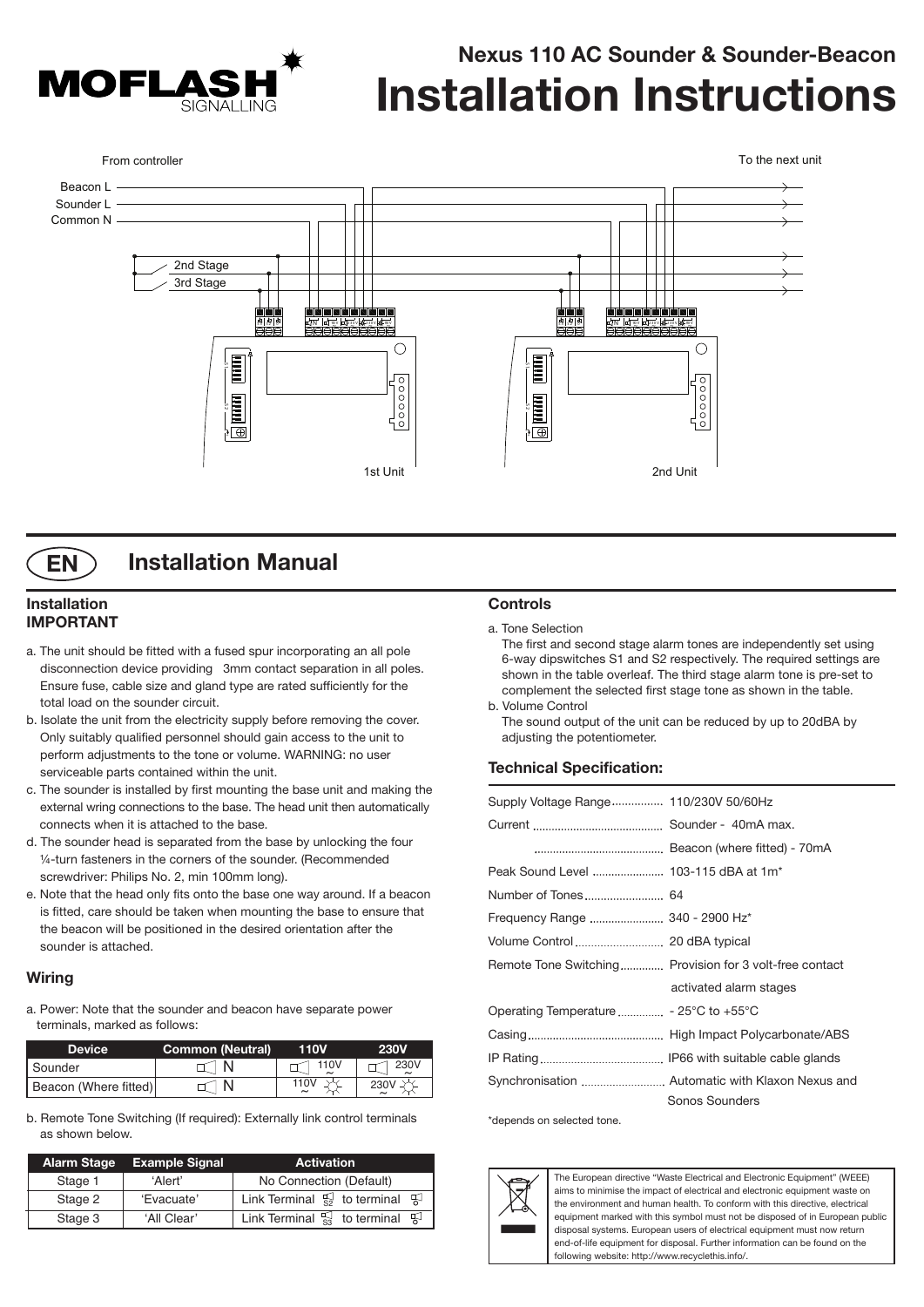# Nexus 110 AC Sounder & Sounder-Beacon

# Installation Instructions

From controller

To the next unit

Beacon L

Sounder L

Common N

2nd Stage

3rd Stage

1st Unit

2nd Unit

## EN Installation Manual

### Installation
**IMPORTANT**

a. The unit should be fitted with a fused spur incorporating an all pole disconnection device providing 3mm contact separation in all poles. Ensure fuse, cable size and gland type are rated sufficiently for the total load on the sounder circuit.

b. Isolate the unit from the electricity supply before removing the cover. Only suitably qualified personnel should gain access to the unit to perform adjustments to the tone or volume. WARNING: no user serviceable parts contained within the unit.

c. The sounder is installed by first mounting the base unit and making the external wring connections to the base. The head unit then automatically connects when it is attached to the base.

d. The sounder head is separated from the base by unlocking the four ¼-turn fasteners in the corners of the sounder. (Recommended screwdriver: Philips No. 2, min 100mm long).

e. Note that the head only fits onto the base one way around. If a beacon is fitted, care should be taken when mounting the base to ensure that the beacon will be positioned in the desired orientation after the sounder is attached.

### Wiring

a. Power: Note that the sounder and beacon have separate power terminals, marked as follows:

| Device | Common (Neutral) | 110V | 230V |
|---|---|---|---|
| Sounder | N | 110V ~ | 230V ~ |
| Beacon (Where fitted) | N | 110V ~ | 230V ~ |

b. Remote Tone Switching (If required): Externally link control terminals as shown below.

| Alarm Stage | Example Signal | Activation |
|---|---|---|
| Stage 1 | 'Alert' | No Connection (Default) |
| Stage 2 | 'Evacuate' | Link Terminal S2 to terminal |
| Stage 3 | 'All Clear' | Link Terminal S3 to terminal |

### Controls

a. Tone Selection
The first and second stage alarm tones are independently set using 6-way dipswitches S1 and S2 respectively. The required settings are shown in the table overleaf. The third stage alarm tone is pre-set to complement the selected first stage tone as shown in the table.

b. Volume Control
The sound output of the unit can be reduced by up to 20dBA by adjusting the potentiometer.

### Technical Specification:

| | |
|---|---|
| Supply Voltage Range | 110/230V 50/60Hz |
| Current | Sounder - 40mA max. |
| | Beacon (where fitted) - 70mA |
| Peak Sound Level | 103-115 dBA at 1m* |
| Number of Tones | 64 |
| Frequency Range | 340 - 2900 Hz* |
| Volume Control | 20 dBA typical |
| Remote Tone Switching | Provision for 3 volt-free contact activated alarm stages |
| Operating Temperature | - 25°C to +55°C |
| Casing | High Impact Polycarbonate/ABS |
| IP Rating | IP66 with suitable cable glands |
| Synchronisation | Automatic with Klaxon Nexus and Sonos Sounders |

*depends on selected tone.

The European directive "Waste Electrical and Electronic Equipment" (WEEE) aims to minimise the impact of electrical and electronic equipment waste on the environment and human health. To conform with this directive, electrical equipment marked with this symbol must not be disposed of in European public disposal systems. European users of electrical equipment must now return end-of-life equipment for disposal. Further information can be found on the following website: http://www.recyclethis.info/.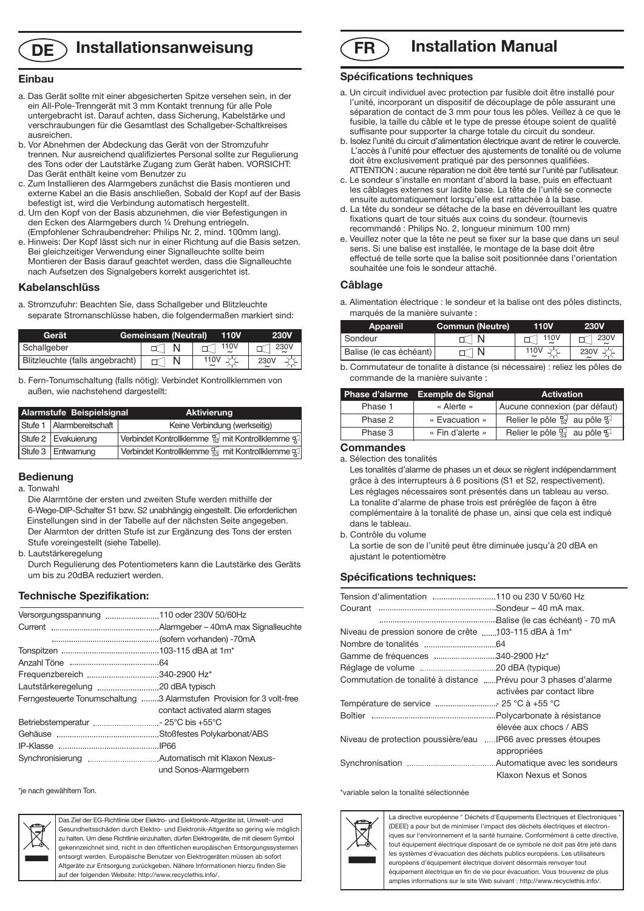# DE Installationsanweisung

## Einbau

a. Das Gerät sollte mit einer abgesicherten Spitze versehen sein, in der ein All-Pole-Trenngerät mit 3 mm Kontakt trennung für alle Pole untergebracht ist. Darauf achten, dass Sicherung, Kabelstärke und verschraubungen für die Gesamtlast des Schallgeber-Schaltkreises ausreichen.
b. Vor Abnehmen der Abdeckung das Gerät von der Stromzufuhr trennen. Nur ausreichend qualifiziertes Personal sollte zur Regulierung des Tons oder der Lautstärke Zugang zum Gerät haben. VORSICHT: Das Gerät enthält keine vom Benutzer zu
c. Zum Installieren des Alarmgebers zunächst die Basis montieren und externe Kabel an die Basis anschließen. Sobald der Kopf auf der Basis befestigt ist, wird die Verbindung automatisch hergestellt.
d. Um den Kopf von der Basis abzunehmen, die vier Befestigungen in den Ecken des Alarmgebers durch ¼ Drehung entriegeln. (Empfohlener Schraubendreher: Philips Nr. 2, mind. 100mm lang).
e. Hinweis: Der Kopf lässt sich nur in einer Richtung auf die Basis setzen. Bei gleichzeitiger Verwendung einer Signalleuchte sollte beim Montieren der Basis darauf geachtet werden, dass die Signalleuchte nach Aufsetzen des Signalgebers korrekt ausgerichtet ist.

## Kabelanschlüss

a. Stromzufuhr: Beachten Sie, dass Schallgeber und Blitzleuchte separate Stromanschlüsse haben, die folgendermaßen markiert sind:

| Gerät | Gemeinsam (Neutral) | 110V | 230V |
|---|---|---|---|
| Schallgeber | N | 110V ~ | 230V ~ |
| Blitzleuchte (falls angebracht) | N | 110V ~ | 230V ~ |

b. Fern-Tonumschaltung (falls nötig): Verbindet Kontrollklemmen von außen, wie nachstehend dargestellt:

| Alarmstufe | Beispielsignal | Aktivierung |
|---|---|---|
| Stufe 1 | Alarmbereitschaft | Keine Verbindung (werkseitig) |
| Stufe 2 | Evakuierung | Verbindet Kontrollklemme S2 mit Kontrollklemme 0 |
| Stufe 3 | Entwarnung | Verbindet Kontrollklemme S3 mit Kontrollklemme 0 |

## Bedienung

a. Tonwahl

Die Alarmtöne der ersten und zweiten Stufe werden mithilfe der 6-Wege-DIP-Schalter S1 bzw. S2 unabhängig eingestellt. Die erforderlichen Einstellungen sind in der Tabelle auf der nächsten Seite angegeben. Der Alarmton der dritten Stufe ist zur Ergänzung des Tons der ersten Stufe voreingestellt (siehe Tabelle).

b. Lautstärkeregelung

Durch Regulierung des Potentiometers kann die Lautstärke des Geräts um bis zu 20dBA reduziert werden.

## Technische Spezifikation:

| | |
|---|---|
| Versorgungsspannung | 110 oder 230V 50/60Hz |
| Current | Alarmgeber – 40mA max Signalleuchte (sofern vorhanden) -70mA |
| Tonspitzen | 103-115 dBA at 1m* |
| Anzahl Töne | 64 |
| Frequenzbereich | 340-2900 Hz* |
| Lautstärkeregelung | 20 dBA typisch |
| Ferngesteuerte Tonumschaltung | 3 Alarmstufen Provision for 3 volt-free contact activated alarm stages |
| Betriebstemperatur | - 25°C bis +55°C |
| Gehäuse | Stoßfestes Polykarbonat/ABS |
| IP-Klasse | IP66 |
| Synchronisierung | Automatisch mit Klaxon Nexus- und Sonos-Alarmgebern |

*je nach gewähltem Ton.

Das Ziel der EG-Richtlinie über Elektro- und Elektronik-Altgeräte ist, Umwelt- und Gesundheitsschäden durch Elektro- und Elektronik-Altgeräte so gering wie möglich zu halten. Um diese Richtlinie einzuhalten, dürfen Elektrogeräte, die mit diesem Symbol gekennzeichnet sind, nicht in den öffentlichen europäischen Entsorgungssystemen entsorgt werden. Europäische Benutzer von Elektrogeräten müssen ab sofort Altgeräte zur Entsorgung zurückgeben. Nähere Informationen hierzu finden Sie auf der folgenden Website: http://www.recyclethis.info/.

# FR Installation Manual

## Spécifications techniques

a. Un circuit individuel avec protection par fusible doit être installé pour l'unité, incorporant un dispositif de découplage de pôle assurant une séparation de contact de 3 mm pour tous les pôles. Veillez à ce que le fusible, la taille du câble et le type de presse étoupe soient de qualité suffisante pour supporter la charge totale du circuit du sondeur.
b. Isolez l'unité du circuit d'alimentation électrique avant de retirer le couvercle. L'accès à l'unité pour effectuer des ajustements de tonalité ou de volume doit être exclusivement pratiqué par des personnes qualifiées. ATTENTION : aucune réparation ne doit être tenté sur l'unité par l'utilisateur.
c. Le sondeur s'installe en montant d'abord la base, puis en effectuant les câblages externes sur ladite base. La tête de l'unité se connecte ensuite automatiquement lorsqu'elle est rattachée à la base.
d. La tête du sondeur se détache de la base en déverrouillant les quatre fixations quart de tour situés aux coins du sondeur. (tournevis recommandé : Philips No. 2, longueur minimum 100 mm)
e. Veuillez noter que la tête ne peut se fixer sur la base que dans un seul sens. Si une balise est installée, le montage de la base doit être effectué de telle sorte que la balise soit positionnée dans l'orientation souhaitée une fois le sondeur attaché.

## Câblage

a. Alimentation électrique : le sondeur et la balise ont des pôles distincts, marqués de la manière suivante :

| Appareil | Commun (Neutre) | 110V | 230V |
|---|---|---|---|
| Sondeur | N | 110V ~ | 230V ~ |
| Balise (le cas échéant) | N | 110V ~ | 230V ~ |

b. Commutateur de tonalite à distance (si nécessaire) : reliez les pôles de commande de la manière suivante :

| Phase d'alarme | Exemple de Signal | Activation |
|---|---|---|
| Phase 1 | « Alerte » | Aucune connexion (par défaut) |
| Phase 2 | « Evacuation » | Relier le pôle S2 au pôle 0 |
| Phase 3 | « Fin d'alerte » | Relier le pôle S3 au pôle 0 |

## Commandes

a. Sélection des tonalités

Les tonalités d'alarme de phases un et deux se règlent indépendamment grâce à des interrupteurs à 6 positions (S1 et S2, respectivement). Les réglages nécessaires sont présentés dans un tableau au verso. La tonalite d'alarme de phase trois est préréglée de façon à être complémentaire à la tonalité de phase un, ainsi que cela est indiqué dans le tableau.

b. Contrôle du volume

La sortie de son de l'unité peut être diminuée jusqu'à 20 dBA en ajustant le potentiomètre

## Spécifications techniques:

| | |
|---|---|
| Tension d'alimentation | 110 ou 230 V 50/60 Hz |
| Courant | Sondeur – 40 mA max. Balise (le cas échéant) - 70 mA |
| Niveau de pression sonore de crête | 103-115 dBA à 1m* |
| Nombre de tonalités | 64 |
| Gamme de fréquences | 340-2900 Hz* |
| Réglage de volume | 20 dBA (typique) |
| Commutation de tonalité à distance | Prévu pour 3 phases d'alarme activées par contact libre |
| Température de service | - 25 °C à +55 °C |
| Boîtier | Polycarbonate à résistance élevée aux chocs / ABS |
| Niveau de protection poussière/eau | IP66 avec presses étoupes appropriées |
| Synchronisation | Automatique avec les sondeurs Klaxon Nexus et Sonos |

*variable selon la tonalité sélectionnée

La directive européenne " Déchets d'Equipements Electriques et Electroniques " (DEEE) a pour but de minimiser l'impact des déchets électriques et électroniques sur l'environnement et la santé humaine. Conformément à cette directive, tout équipement électrique disposant de ce symbole ne doit pas être jeté dans les systèmes d'évacuation des déchets publics européens. Les utilisateurs européens d'équipement électrique doivent désormais renvoyer tout équipement électrique en fin de vie pour évacuation. Vous trouverez de plus amples informations sur le site Web suivant : http://www.recyclethis.info/.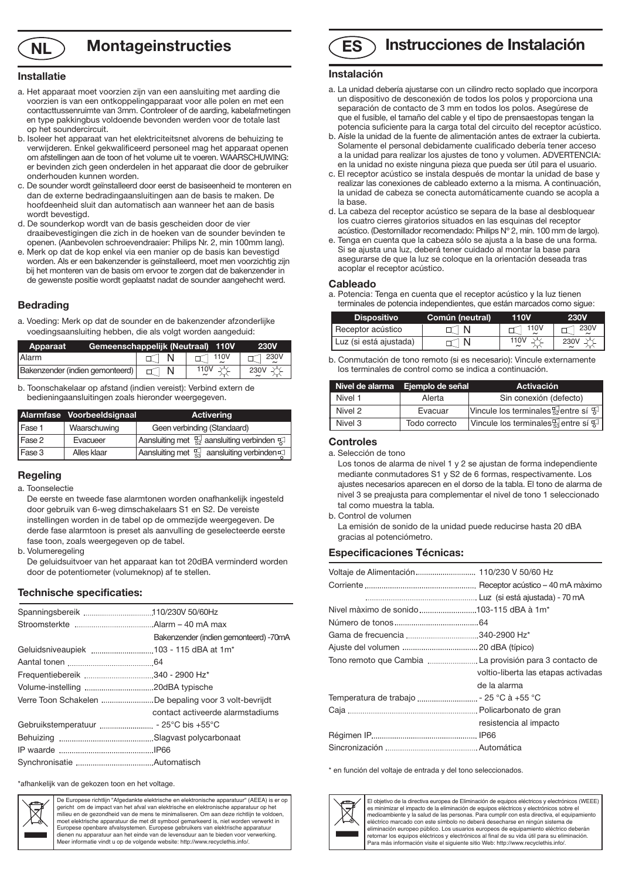# NL Montageinstructies

## Installatie

a. Het apparaat moet voorzien zijn van een aansluiting met aarding die voorzien is van een ontkoppelingapparaat voor alle polen en met een contacttussenruimte van 3mm. Controleer of de aarding, kabelafmetingen en type pakkingbus voldoende bevonden werden voor de totale last op het soundercircuit.

b. Isoleer het apparaat van het elektriciteitsnet alvorens de behuizing te verwijderen. Enkel gekwalificeerd personeel mag het apparaat openen om afstellingen aan de toon of het volume uit te voeren. WAARSCHUWING: er bevinden zich geen onderdelen in het apparaat die door de gebruiker onderhouden kunnen worden.

c. De sounder wordt geïnstalleerd door eerst de basiseenheid te monteren en dan de externe bedradingaansluitingen aan de basis te maken. De hoofdeenheid sluit dan automatisch aan wanneer het aan de basis wordt bevestigd.

d. De sounderkop wordt van de basis gescheiden door de vier draaibevestigingen die zich in de hoeken van de sounder bevinden te openen. (Aanbevolen schroevendraaier: Philips Nr. 2, min 100mm lang).

e. Merk op dat de kop enkel via een manier op de basis kan bevestigd worden. Als er een bakenzender is geïnstalleerd, moet men voorzichtig zijn bij het monteren van de basis om ervoor te zorgen dat de bakenzender in de gewenste positie wordt geplaatst nadat de sounder aangehecht werd.

## Bedrading

a. Voeding: Merk op dat de sounder en de bakenzender afzonderlijke voedingsaansluiting hebben, die als volgt werden aangeduid:

| Apparaat | Gemeenschappelijk (Neutraal) | 110V | 230V |
|---|---|---|---|
| Alarm | N | 110V ~ | 230V ~ |
| Bakenzender (indien gemonteerd) | N | 110V ~ | 230V ~ |

b. Toonschakelaar op afstand (indien vereist): Verbind extern de bedieningaansluitingen zoals hieronder weergegeven.

| Alarmfase | Voorbeeldsignaal | Activering |
|---|---|---|
| Fase 1 | Waarschuwing | Geen verbinding (Standaard) |
| Fase 2 | Evacueer | Aansluiting met S2 aansluiting verbinden 0 |
| Fase 3 | Alles klaar | Aansluiting met S3 aansluiting verbinden 0 |

## Regeling

a. Toonselectie

De eerste en tweede fase alarmtonen worden onafhankelijk ingesteld door gebruik van 6-weg dimschakelaars S1 en S2. De vereiste instellingen worden in de tabel op de ommezijde weergegeven. De derde fase alarmtoon is preset als aanvulling de geselecteerde eerste fase toon, zoals weergegeven op de tabel.

b. Volumeregeling

De geluidsuitvoer van het apparaat kan tot 20dBA verminderd worden door de potentiometer (volumeknop) af te stellen.

## Technische specificaties:

| | |
|---|---|
| Spanningsbereik | 110/230V 50/60Hz |
| Stroomsterkte | Alarm – 40 mA max |
| | Bakenzender (indien gemonteerd) -70mA |
| Geluidsniveaupiek | 103 - 115 dBA at 1m* |
| Aantal tonen | 64 |
| Frequentiebereik | 340 - 2900 Hz* |
| Volume-instelling | 20dBA typische |
| Verre Toon Schakelen | De bepaling voor 3 volt-bevrijdt contact activeerde alarmstadiums |
| Gebruikstemperatuur | - 25°C bis +55°C |
| Behuizing | Slagvast polycarbonaat |
| IP waarde | IP66 |
| Synchronisatie | Automatisch |

*afhankelijk van de gekozen toon en het voltage.

De Europese richtlijn "Afgedankte elektrische en elektronische apparatuur" (AEEA) is er op gericht om de impact van het afval van elektrische en elektronische apparatuur op het milieu en de gezondheid van de mens te minimaliseren. Om aan deze richtlijn te voldoen, moet elektrische apparatuur die met dit symbool gemarkeerd is, niet worden verwerkt in Europese openbare afvalsystemen. Europese gebruikers van elektrische apparatuur dienen nu apparatuur aan het einde van de levensduur aan te bieden voor verwerking. Meer informatie vindt u op de volgende website: http://www.recyclethis.info/.

# ES Instrucciones de Instalación

## Instalación

a. La unidad debería ajustarse con un cilindro recto soplado que incorpora un dispositivo de desconexión de todos los polos y proporciona una separación de contacto de 3 mm en todos los polos. Asegúrese de que el fusible, el tamaño del cable y el tipo de prensaestopas tengan la potencia suficiente para la carga total del circuito del receptor acústico.

b. Aísle la unidad de la fuente de alimentación antes de extraer la cubierta. Solamente el personal debidamente cualificado debería tener acceso a la unidad para realizar los ajustes de tono y volumen. ADVERTENCIA: en la unidad no existe ninguna pieza que pueda ser útil para el usuario.

c. El receptor acústico se instala después de montar la unidad de base y realizar las conexiones de cableado externo a la misma. A continuación, la unidad de cabeza se conecta automáticamente cuando se acopla a la base.

d. La cabeza del receptor acústico se separa de la base al desbloquear los cuatro cierres giratorios situados en las esquinas del receptor acústico. (Destornillador recomendado: Philips Nº 2, mín. 100 mm de largo).

e. Tenga en cuenta que la cabeza sólo se ajusta a la base de una forma. Si se ajusta una luz, deberá tener cuidado al montar la base para asegurarse de que la luz se coloque en la orientación deseada tras acoplar el receptor acústico.

## Cableado

a. Potencia: Tenga en cuenta que el receptor acústico y la luz tienen terminales de potencia independientes, que están marcados como sigue:

| Dispositivo | Común (neutral) | 110V | 230V |
|---|---|---|---|
| Receptor acústico | N | 110V ~ | 230V ~ |
| Luz (si está ajustada) | N | 110V ~ | 230V ~ |

b. Conmutación de tono remoto (si es necesario): Vincule externamente los terminales de control como se indica a continuación.

| Nivel de alarma | Ejemplo de señal | Activación |
|---|---|---|
| Nivel 1 | Alerta | Sin conexión (defecto) |
| Nivel 2 | Evacuar | Vincule los terminales S2 entre sí 0 |
| Nivel 3 | Todo correcto | Vincule los terminales S3 entre sí 0 |

## Controles

a. Selección de tono

Los tonos de alarma de nivel 1 y 2 se ajustan de forma independiente mediante conmutadores S1 y S2 de 6 formas, respectivamente. Los ajustes necesarios aparecen en el dorso de la tabla. El tono de alarma de nivel 3 se preajusta para complementar el nivel de tono 1 seleccionado tal como muestra la tabla.

b. Control de volumen

La emisión de sonido de la unidad puede reducirse hasta 20 dBA gracias al potenciómetro.

## Especificaciones Técnicas:

| | |
|---|---|
| Voltaje de Alimentación | 110/230 V 50/60 Hz |
| Corriente | Receptor acústico – 40 mA màximo |
| | Luz (si está ajustada) - 70 mA |
| Nivel màximo de sonido | 103-115 dBA à 1m* |
| Número de tonos | 64 |
| Gama de frecuencia | 340-2900 Hz* |
| Ajuste del volumen | 20 dBA (típico) |
| Tono remoto que Cambia | La provisión para 3 contacto de voltio-liberta las etapas activadas de la alarma |
| Temperatura de trabajo | - 25 °C à +55 °C |
| Caja | Policarbonato de gran resistencia al impacto |
| Régimen IP | IP66 |
| Sincronización | Automática |

* en función del voltaje de entrada y del tono seleccionados.

El objetivo de la directiva europea de Eliminación de equipos eléctricos y electrónicos (WEEE) es minimizar el impacto de la eliminación de equipos eléctricos y electrónicos sobre el medioambiente y la salud de las personas. Para cumplir con esta directiva, el equipamiento eléctrico marcado con este símbolo no deberá desecharse en ningún sistema de eliminación europeo público. Los usuarios europeos de equipamiento eléctrico deberán retornar los equipos eléctricos y electrónicos al final de su vida útil para su eliminación. Para más información visite el siguiente sitio Web: http://www.recyclethis.info/.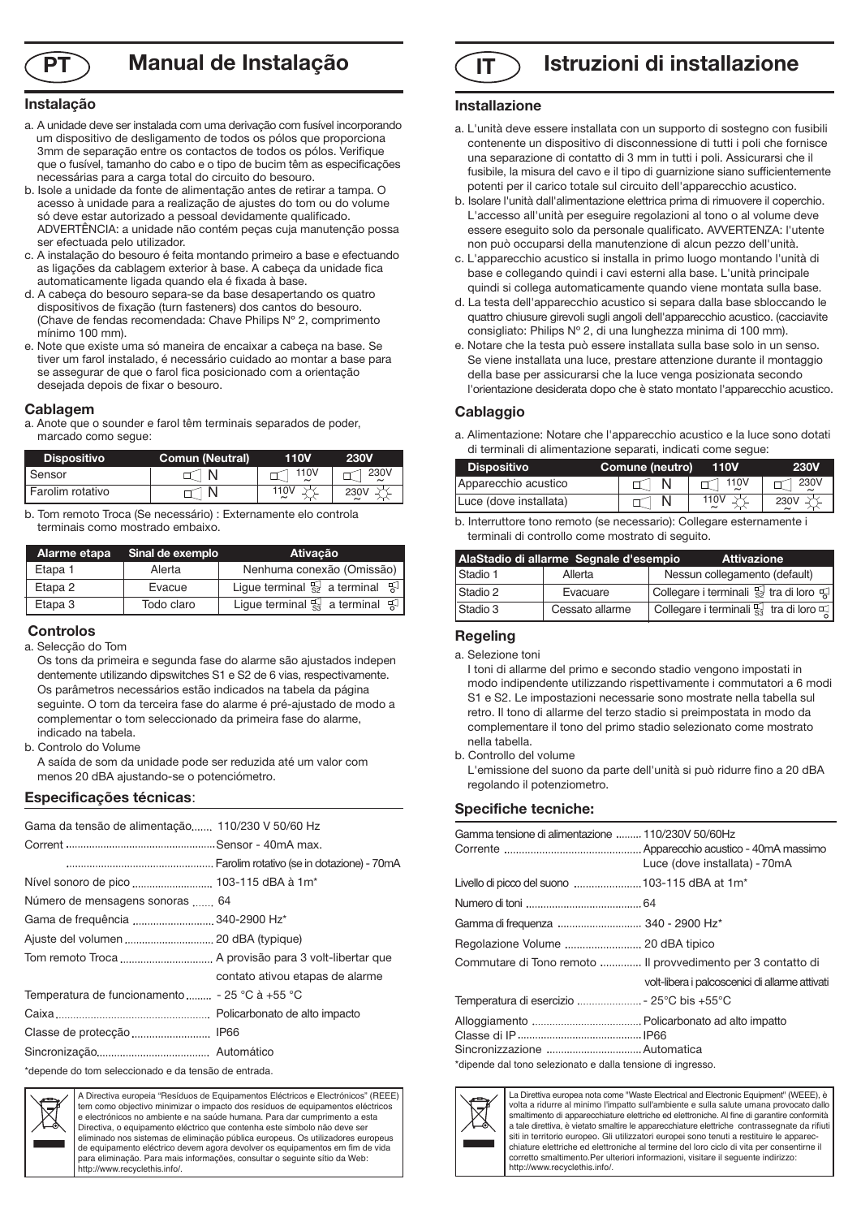# PT Manual de Instalação

## Instalação

a. A unidade deve ser instalada com uma derivação com fusível incorporando um dispositivo de desligamento de todos os pólos que proporciona 3mm de separação entre os contactos de todos os pólos. Verifique que o fusível, tamanho do cabo e o tipo de bucim têm as especificações necessárias para a carga total do circuito do besouro.
b. Isole a unidade da fonte de alimentação antes de retirar a tampa. O acesso à unidade para a realização de ajustes do tom ou do volume só deve estar autorizado a pessoal devidamente qualificado. ADVERTÊNCIA: a unidade não contém peças cuja manutenção possa ser efectuada pelo utilizador.
c. A instalação do besouro é feita montando primeiro a base e efectuando as ligações da cablagem exterior à base. A cabeça da unidade fica automaticamente ligada quando ela é fixada à base.
d. A cabeça do besouro separa-se da base desapertando os quatro dispositivos de fixação (turn fasteners) dos cantos do besouro. (Chave de fendas recomendada: Chave Philips Nº 2, comprimento mínimo 100 mm).
e. Note que existe uma só maneira de encaixar a cabeça na base. Se tiver um farol instalado, é necessário cuidado ao montar a base para se assegurar de que o farol fica posicionado com a orientação desejada depois de fixar o besouro.

## Cablagem

a. Anote que o sounder e farol têm terminais separados de poder, marcado como segue:

| Dispositivo | Comun (Neutral) | 110V | 230V |
|---|---|---|---|
| Sensor | N | 110V ~ | 230V ~ |
| Farolim rotativo | N | 110V ~ | 230V ~ |

b. Tom remoto Troca (Se necessário) : Externamente elo controla terminais como mostrado embaixo.

| Alarme etapa | Sinal de exemplo | Ativação |
|---|---|---|
| Etapa 1 | Alerta | Nenhuma conexão (Omissão) |
| Etapa 2 | Evacue | Ligue terminal S2 a terminal 0 |
| Etapa 3 | Todo claro | Ligue terminal S3 a terminal 0 |

## Controlos

a. Selecção do Tom

Os tons da primeira e segunda fase do alarme são ajustados indepen dentemente utilizando dipswitches S1 e S2 de 6 vias, respectivamente. Os parâmetros necessários estão indicados na tabela da página seguinte. O tom da terceira fase do alarme é pré-ajustado de modo a complementar o tom seleccionado da primeira fase do alarme, indicado na tabela.

b. Controlo do Volume

A saída de som da unidade pode ser reduzida até um valor com menos 20 dBA ajustando-se o potenciómetro.

## Especificações técnicas:

| | |
|---|---|
| Gama da tensão de alimentação | 110/230 V 50/60 Hz |
| Corrent | Sensor - 40mA max. |
| | Farolim rotativo (se in dotazione) - 70mA |
| Nível sonoro de pico | 103-115 dBA à 1m* |
| Número de mensagens sonoras | 64 |
| Gama de frequência | 340-2900 Hz* |
| Ajuste del volumen | 20 dBA (typique) |
| Tom remoto Troca | A provisão para 3 volt-libertar que contato ativou etapas de alarme |
| Temperatura de funcionamento | - 25 °C à +55 °C |
| Caixa | Policarbonato de alto impacto |
| Classe de protecção | IP66 |
| Sincronização | Automático |

*depende do tom seleccionado e da tensão de entrada.

A Directiva europeia "Resíduos de Equipamentos Eléctricos e Electrónicos" (REEE) tem como objectivo minimizar o impacto dos resíduos de equipamentos eléctricos e electrónicos no ambiente e na saúde humana. Para dar cumprimento a esta Directiva, o equipamento eléctrico que contenha este símbolo não deve ser eliminado nos sistemas de eliminação pública europeus. Os utilizadores europeus de equipamento eléctrico devem agora devolver os equipamentos em fim de vida para eliminação. Para mais informações, consultar o seguinte sítio da Web: http://www.recyclethis.info/.

# IT Istruzioni di installazione

## Installazione

a. L'unità deve essere installata con un supporto di sostegno con fusibili contenente un dispositivo di disconnessione di tutti i poli che fornisce una separazione di contatto di 3 mm in tutti i poli. Assicurarsi che il fusibile, la misura del cavo e il tipo di guarnizione siano sufficientemente potenti per il carico totale sul circuito dell'apparecchio acustico.
b. Isolare l'unità dall'alimentazione elettrica prima di rimuovere il coperchio. L'accesso all'unità per eseguire regolazioni al tono o al volume deve essere eseguito solo da personale qualificato. AVVERTENZA: l'utente non può occuparsi della manutenzione di alcun pezzo dell'unità.
c. L'apparecchio acustico si installa in primo luogo montando l'unità di base e collegando quindi i cavi esterni alla base. L'unità principale quindi si collega automaticamente quando viene montata sulla base.
d. La testa dell'apparecchio acustico si separa dalla base sbloccando le quattro chiusure girevoli sugli angoli dell'apparecchio acustico. (cacciavite consigliato: Philips N° 2, di una lunghezza minima di 100 mm).
e. Notare che la testa può essere installata sulla base solo in un senso. Se viene installata una luce, prestare attenzione durante il montaggio della base per assicurarsi che la luce venga posizionata secondo l'orientazione desiderata dopo che è stato montato l'apparecchio acustico.

## Cablaggio

a. Alimentazione: Notare che l'apparecchio acustico e la luce sono dotati di terminali di alimentazione separati, indicati come segue:

| Dispositivo | Comune (neutro) | 110V | 230V |
|---|---|---|---|
| Apparecchio acustico | N | 110V ~ | 230V ~ |
| Luce (dove installata) | N | 110V ~ | 230V ~ |

b. Interruttore tono remoto (se necessario): Collegare esternamente i terminali di controllo come mostrato di seguito.

| AlaStadio di allarme | Segnale d'esempio | Attivazione |
|---|---|---|
| Stadio 1 | Allerta | Nessun collegamento (default) |
| Stadio 2 | Evacuare | Collegare i terminali S2 tra di loro 0 |
| Stadio 3 | Cessato allarme | Collegare i terminali S3 tra di loro 0 |

## Regeling

a. Selezione toni

I toni di allarme del primo e secondo stadio vengono impostati in modo indipendente utilizzando rispettivamente i commutatori a 6 modi S1 e S2. Le impostazioni necessarie sono mostrate nella tabella sul retro. Il tono di allarme del terzo stadio si preimpostata in modo da complementare il tono del primo stadio selezionato come mostrato nella tabella.

b. Controllo del volume

L'emissione del suono da parte dell'unità si può ridurre fino a 20 dBA regolando il potenziometro.

## Specifiche tecniche:

| | |
|---|---|
| Gamma tensione di alimentazione | 110/230V 50/60Hz |
| Corrente | Apparecchio acustico - 40mA massimo |
| | Luce (dove installata) - 70mA |
| Livello di picco del suono | 103-115 dBA at 1m* |
| Numero di toni | 64 |
| Gamma di frequenza | 340 - 2900 Hz* |
| Regolazione Volume | 20 dBA tipico |
| Commutare di Tono remoto | Il provvedimento per 3 contatto di volt-libera i palcoscenici di allarme attivati |
| Temperatura di esercizio | - 25°C bis +55°C |
| Alloggiamento | Policarbonato ad alto impatto |
| Classe di IP | IP66 |
| Sincronizzazione | Automatica |

*dipende dal tono selezionato e dalla tensione di ingresso.

La Direttiva europea nota come "Waste Electrical and Electronic Equipment" (WEEE), è volta a ridurre al minimo l'impatto sull'ambiente e sulla salute umana provocato dallo smaltimento di apparecchiature elettriche ed elettroniche. Al fine di garantire conformità a tale direttiva, è vietato smaltire le apparecchiature elettriche contrassegnate da rifiuti siti in territorio europeo. Gli utilizzatori europei sono tenuti a restituire le apparecchiature elettriche ed elettroniche al termine del loro ciclo di vita per consentirne il corretto smaltimento.Per ulteriori informazioni, visitare il seguente indirizzo: http://www.recyclethis.info/.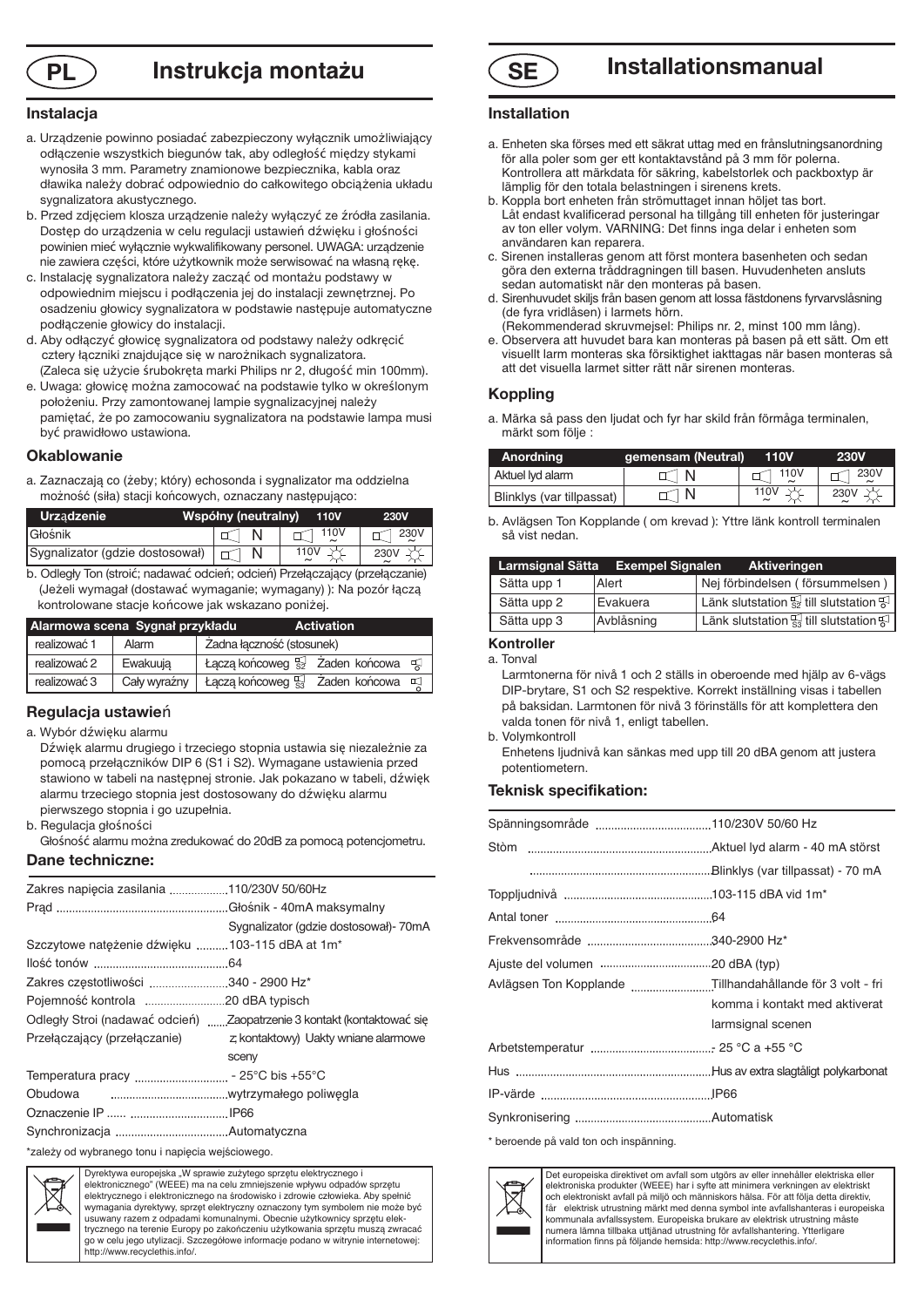# PL Instrukcja montażu

## Instalacja

a. Urządzenie powinno posiadać zabezpieczony wyłącznik umożliwiający odłączenie wszystkich biegunów tak, aby odległość między stykami wynosiła 3 mm. Parametry znamionowe bezpiecznika, kabla oraz dławika należy dobrać odpowiednio do całkowitego obciążenia układu sygnalizatora akustycznego.

b. Przed zdjęciem klosza urządzenie należy wyłączyć ze źródła zasilania. Dostęp do urządzenia w celu regulacji ustawień dźwięku i głośności powinien mieć wyłącznie wykwalifikowany personel. UWAGA: urządzenie nie zawiera części, które użytkownik może serwisować na własną rękę.

c. Instalację sygnalizatora należy zacząć od montażu podstawy w odpowiednim miejscu i podłączenia jej do instalacji zewnętrznej. Po osadzeniu głowicy sygnalizatora w podstawie następuje automatyczne podłączenie głowicy do instalacji.

d. Aby odłączyć głowicę sygnalizatora od podstawy należy odkręcić cztery łączniki znajdujące się w narożnikach sygnalizatora. (Zaleca się użycie śrubokręta marki Philips nr 2, długość min 100mm).

e. Uwaga: głowicę można zamocować na podstawie tylko w określonym położeniu. Przy zamontowanej lampie sygnalizacyjnej należy pamiętać, że po zamocowaniu sygnalizatora na podstawie lampa musi być prawidłowo ustawiona.

## Okablowanie

a. Zaznaczają co (żeby; który) echosonda i sygnalizator ma oddzielna możność (siła) stacji końcowych, oznaczany następująco:

| Urządzenie | Wspólny (neutralny) | 110V | 230V |
|---|---|---|---|
| Głośnik | N | 110V ~ | 230V ~ |
| Sygnalizator (gdzie dostosował) | N | 110V ~ | 230V ~ |

b. Odległy Ton (stroić; nadawać odcień; odcień) Przełączający (przełączanie) (Jeżeli wymagał (dostawać wymaganie; wymagany) ): Na pozór łączą kontrolowane stacje końcowe jak wskazano poniżej.

| Alarmowa scena | Sygnał przykładu | Activation |
|---|---|---|
| realizować 1 | Alarm | Żadna łączność (stosunek) |
| realizować 2 | Ewakuują | Łączą końcowe S2 Żaden końcowa |
| realizować 3 | Cały wyraźny | Łączą końcowe S3 Żaden końcowa |

## Regulacja ustawień

a. Wybór dźwięku alarmu

Dźwięk alarmu drugiego i trzeciego stopnia ustawia się niezależnie za pomocą przełączników DIP 6 (S1 i S2). Wymagane ustawienia przed stawiono w tabeli na następnej stronie. Jak pokazano w tabeli, dźwięk alarmu trzeciego stopnia jest dostosowany do dźwięku alarmu pierwszego stopnia i go uzupełnia.

b. Regulacja głośności

Głośność alarmu można zredukować do 20dB za pomocą potencjometru.

## Dane techniczne:

| | |
|---|---|
| Zakres napięcia zasilania | 110/230V 50/60Hz |
| Prąd | Głośnik - 40mA maksymalny |
| | Sygnalizator (gdzie dostosował)- 70mA |
| Szczytowe natężenie dźwięku | 103-115 dBA at 1m* |
| Ilość tonów | 64 |
| Zakres częstotliwości | 340 - 2900 Hz* |
| Pojemność kontrola | 20 dBA typisch |
| Odległy Stroi (nadawać odcień) Przełączający (przełączanie) | Zaopatrzenie 3 kontakt (kontaktować się z kontaktowy) Uakty wniane alarmowe sceny |
| Temperatura pracy | - 25°C bis +55°C |
| Obudowa | wytrzymałego poliwęgla |
| Oznaczenie IP ...... | IP66 |
| Synchronizacja | Automatyczna |

*zależy od wybranego tonu i napięcia wejściowego.

Dyrektywa europejska „W sprawie zużytego sprzętu elektrycznego i elektronicznego" (WEEE) ma na celu zmniejszenie wpływu odpadów sprzętu elektrycznego i elektronicznego na środowisko i zdrowie człowieka. Aby spełnić wymagania dyrektywy, sprzęt elektryczny oznaczony tym symbolem nie może być usuwany razem z odpadami komunalnymi. Obecnie użytkownicy sprzętu elektrycznego na terenie Europy po zakończeniu użytkowania sprzętu muszą zwracać go w celu jego utylizacji. Szczegółowe informacje podano w witrynie internetowej: http://www.recyclethis.info/.

# SE Installationsmanual

## Installation

a. Enheten ska förses med ett säkrat uttag med en frånslutningsanordning för alla poler som ger ett kontaktavstånd på 3 mm för polerna. Kontrollera att märkdata för säkring, kabelstorlek och packboxtyp är lämplig för den totala belastningen i sirenens krets.

b. Koppla bort enheten från strömuttaget innan höljet tas bort. Låt endast kvalificerad personal ha tillgång till enheten för justeringar av ton eller volym. VARNING: Det finns inga delar i enheten som användaren kan reparera.

c. Sirenen installeras genom att först montera basenheten och sedan göra den externa trådragningen till basen. Huvudenheten ansluts sedan automatiskt när den monteras på basen.

d. Sirenhuvudet skiljs från basen genom att lossa fästdonens fyrvarvslåsning (de fyra vridlåsen) i larmets hörn. (Rekommenderad skruvmejsel: Philips nr. 2, minst 100 mm lång).

e. Observera att huvudet bara kan monteras på basen på ett sätt. Om ett visuellt larm monteras ska försiktighet iakttagas när basen monteras så att det visuella larmet sitter rätt när sirenen monteras.

## Koppling

a. Märka så pass den ljudat och fyr har skild från förmåga terminalen, märkt som följe :

| Anordning | gemensam (Neutral) | 110V | 230V |
|---|---|---|---|
| Aktuel lyd alarm | N | 110V ~ | 230V ~ |
| Blinklys (var tillpassat) | N | 110V ~ | 230V ~ |

b. Avlägsen Ton Kopplande ( om krevad ): Yttre länk kontroll terminalen så vist nedan.

| Larmsignal Sätta | Exempel Signalen | Aktiveringen |
|---|---|---|
| Sätta upp 1 | Alert | Nej förbindelsen ( försummelsen ) |
| Sätta upp 2 | Evakuera | Länk slutstation S2 till slutstation |
| Sätta upp 3 | Avblåsning | Länk slutstation S3 till slutstation |

## Kontroller

a. Tonval

Larmtonerna för nivå 1 och 2 ställs in oberoende med hjälp av 6-vägs DIP-brytare, S1 och S2 respektive. Korrekt inställning visas i tabellen på baksidan. Larmtonen för nivå 3 förinställs för att komplettera den valda tonen för nivå 1, enligt tabellen.

b. Volymkontroll

Enhetens ljudnivå kan sänkas med upp till 20 dBA genom att justera potentiometern.

## Teknisk specifikation:

| | |
|---|---|
| Spänningsområde | 110/230V 50/60 Hz |
| Stöm | Aktuel lyd alarm - 40 mA störst |
| | Blinklys (var tillpassat) - 70 mA |
| Toppljudnivå | 103-115 dBA vid 1m* |
| Antal toner | 64 |
| Frekvensområde | 340-2900 Hz* |
| Ajuste del volumen | 20 dBA (typ) |
| Avlägsen Ton Kopplande | Tillhandahållande för 3 volt - fri komma i kontakt med aktiverat larmsignal scenen |
| Arbetstemperatur | - 25 °C a +55 °C |
| Hus | Hus av extra slagtåligt polykarbonat |
| IP-värde | IP66 |
| Synkronisering | Automatisk |

\* beroende på vald ton och inspänning.

Det europeiska direktivet om avfall som utgörs av eller innehåller elektriska eller elektroniska produkter (WEEE) har i syfte att minimera verkningen av elektriskt och elektroniskt avfall på miljö och människors hälsa. För att följa detta direktiv, får elektrisk utrustning märkt med denna symbol inte avfallshanteras i europeiska kommunala avfallssystem. Europeiska brukare av elektrisk utrustning måste numera lämna tillbaka uttjänad utrustning för avfallshantering. Ytterligare information finns på följande hemsida: http://www.recyclethis.info/.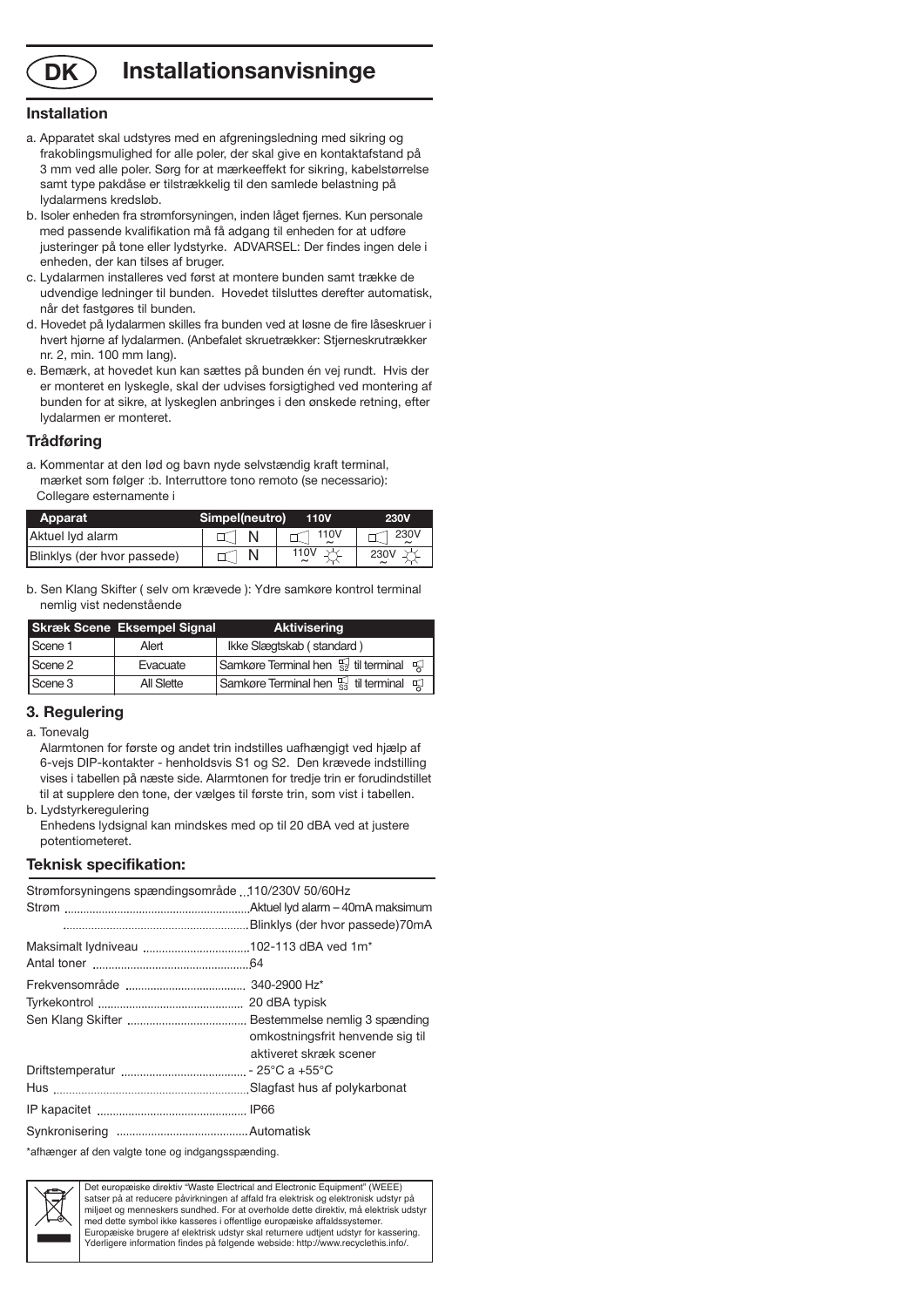# DK Installationsanvisninge

## Installation

a. Apparatet skal udstyres med en afgreningsledning med sikring og frakoblingsmulighed for alle poler, der skal give en kontaktafstand på 3 mm ved alle poler. Sørg for at mærkeeffekt for sikring, kabelstørrelse samt type pakdåse er tilstrækkelig til den samlede belastning på lydalarmens kredsløb.

b. Isoler enheden fra strømforsyningen, inden låget fjernes. Kun personale med passende kvalifikation må få adgang til enheden for at udføre justeringer på tone eller lydstyrke. ADVARSEL: Der findes ingen dele i enheden, der kan tilses af bruger.

c. Lydalarmen installeres ved først at montere bunden samt trække de udvendige ledninger til bunden. Hovedet tilsluttes derefter automatisk, når det fastgøres til bunden.

d. Hovedet på lydalarmen skilles fra bunden ved at løsne de fire låseskruer i hvert hjørne af lydalarmen. (Anbefalet skruetrækker: Stjerneskrutrækker nr. 2, min. 100 mm lang).

e. Bemærk, at hovedet kun kan sættes på bunden én vej rundt. Hvis der er monteret en lyskegle, skal der udvises forsigtighed ved montering af bunden for at sikre, at lyskeglen anbringes i den ønskede retning, efter lydalarmen er monteret.

## Trådføring

a. Kommentar at den lød og bavn nyde selvstændig kraft terminal, mærket som følger :b. Interruttore tono remoto (se necessario): Collegare esternamente i

| Apparat | Simpel(neutro) | 110V | 230V |
|---|---|---|---|
| Aktuel lyd alarm | N | 110V ~ | 230V ~ |
| Blinklys (der hvor passede) | N | 110V ~ | 230V ~ |

b. Sen Klang Skifter ( selv om krævede ): Ydre samkøre kontrol terminal nemlig vist nedenstående

| Skræk Scene | Eksempel Signal | Aktivisering |
|---|---|---|
| Scene 1 | Alert | Ikke Slægtskab ( standard ) |
| Scene 2 | Evacuate | Samkøre Terminal hen S2 til terminal |
| Scene 3 | All Slette | Samkøre Terminal hen S3 til terminal |

## 3. Regulering

a. Tonevalg

Alarmtonen for første og andet trin indstilles uafhængigt ved hjælp af 6-vejs DIP-kontakter - henholdsvis S1 og S2. Den krævede indstilling vises i tabellen på næste side. Alarmtonen for tredje trin er forudindstillet til at supplere den tone, der vælges til første trin, som vist i tabellen.

b. Lydstyrkeregulering

Enhedens lydsignal kan mindskes med op til 20 dBA ved at justere potentiometeret.

## Teknisk specifikation:

| | |
|---|---|
| Strømforsyningens spændingsområde | 110/230V 50/60Hz |
| Strøm | Aktuel lyd alarm – 40mA maksimum |
| | Blinklys (der hvor passede)70mA |
| Maksimalt lydniveau | 102-113 dBA ved 1m* |
| Antal toner | 64 |
| Frekvensområde | 340-2900 Hz* |
| Tyrkekontrol | 20 dBA typisk |
| Sen Klang Skifter | Bestemmelse nemlig 3 spænding omkostningsfrit henvende sig til aktiveret skræk scener |
| Driftstemperatur | - 25°C a +55°C |
| Hus | Slagfast hus af polykarbonat |
| IP kapacitet | IP66 |
| Synkronisering | Automatisk |

*afhænger af den valgte tone og indgangsspænding.

Det europæiske direktiv "Waste Electrical and Electronic Equipment" (WEEE) satser på at reducere påvirkningen af affald fra elektrisk og elektronisk udstyr på miljøet og menneskers sundhed. For at overholde dette direktiv, må elektrisk udstyr med dette symbol ikke kasseres i offentlige europæiske affaldssystemer. Europæiske brugere af elektrisk udstyr skal returnere udtjent udstyr for kassering. Yderligere information findes på følgende webside: http://www.recyclethis.info/.